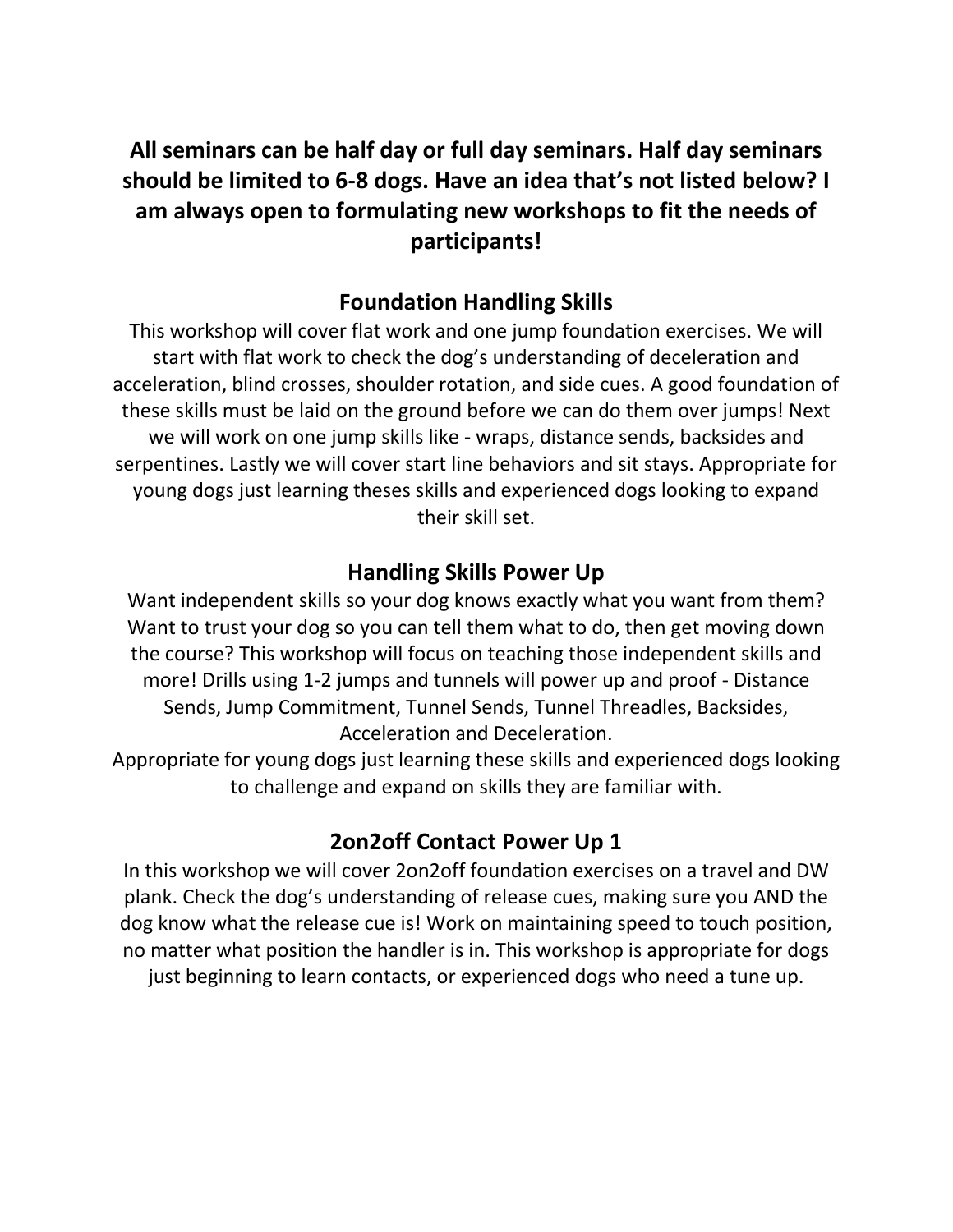**All seminars can be half day or full day seminars. Half day seminars should be limited to 6-8 dogs. Have an idea that's not listed below? I am always open to formulating new workshops to fit the needs of participants!**

## Foundation Handling Skills

This workshop will cover flat work and one jump foundation exercises. We will start with flat work to check the dog's understanding of deceleration and acceleration, blind crosses, shoulder rotation, and side cues. A good foundation of these skills must be laid on the ground before we can do them over jumps! Next we will work on one jump skills like - wraps, distance sends, backsides and serpentines. Lastly we will cover start line behaviors and sit stays. Appropriate for young dogs just learning theses skills and experienced dogs looking to expand their skill set.

## Handling Skills Power Up

Want independent skills so your dog knows exactly what you want from them? Want to trust your dog so you can tell them what to do, then get moving down the course? This workshop will focus on teaching those independent skills and more! Drills using 1-2 jumps and tunnels will power up and proof - Distance Sends, Jump Commitment, Tunnel Sends, Tunnel Threadles, Backsides, Acceleration and Deceleration.

Appropriate for young dogs just learning these skills and experienced dogs looking to challenge and expand on skills they are familiar with.

## 2on2off Contact Power Up 1

In this workshop we will cover 2on2off foundation exercises on a travel and DW plank. Check the dog's understanding of release cues, making sure you AND the dog know what the release cue is! Work on maintaining speed to touch position, no matter what position the handler is in. This workshop is appropriate for dogs just beginning to learn contacts, or experienced dogs who need a tune up.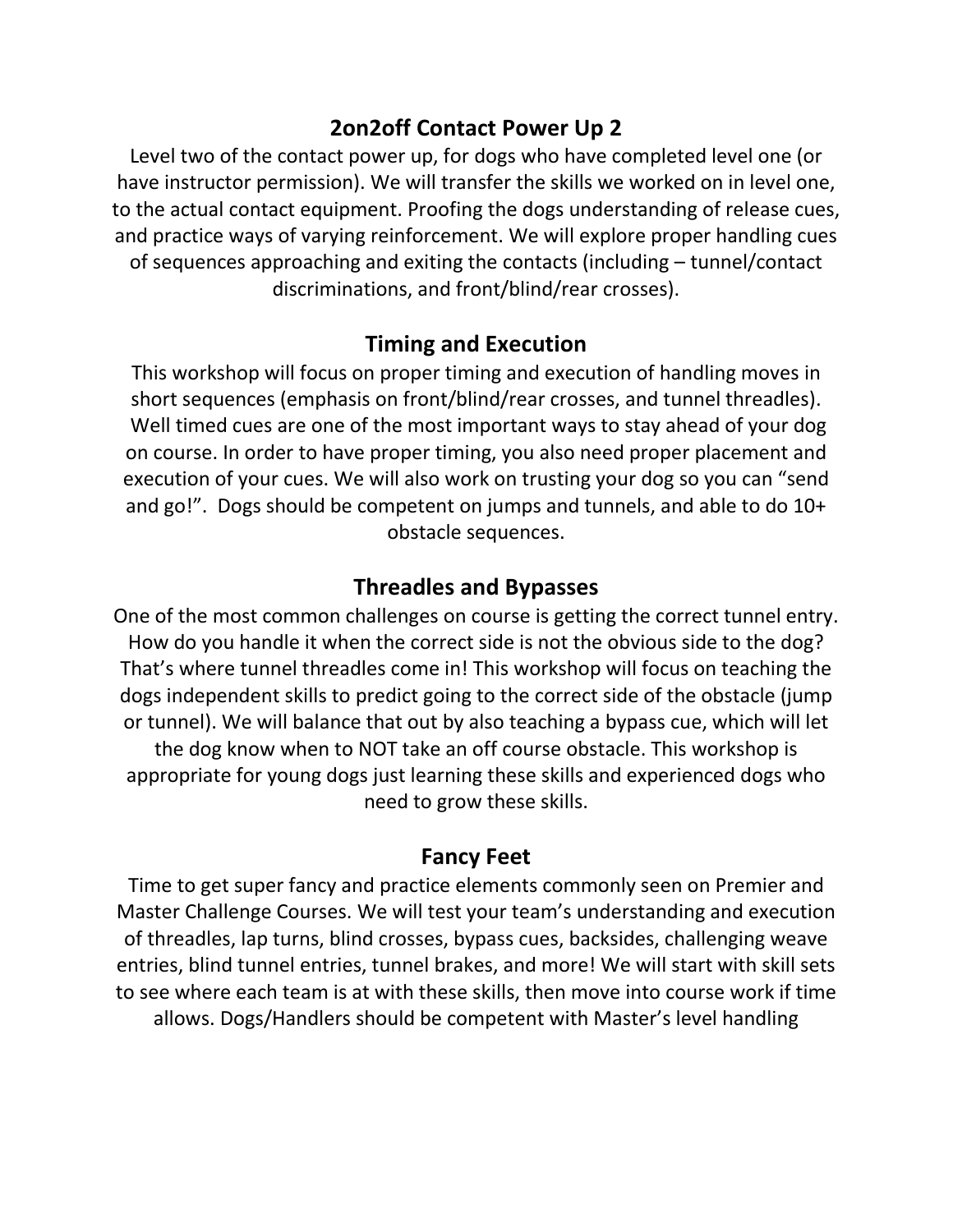## 2on2off Contact Power Up 2

Level two of the contact power up, for dogs who have completed level one (or have instructor permission). We will transfer the skills we worked on in level one, to the actual contact equipment. Proofing the dogs understanding of release cues, and practice ways of varying reinforcement. We will explore proper handling cues of sequences approaching and exiting the contacts (including – tunnel/contact discriminations, and front/blind/rear crosses).

## Timing and Execution

This workshop will focus on proper timing and execution of handling moves in short sequences (emphasis on front/blind/rear crosses, and tunnel threadles). Well timed cues are one of the most important ways to stay ahead of your dog on course. In order to have proper timing, you also need proper placement and execution of your cues. We will also work on trusting your dog so you can "send and go!". Dogs should be competent on jumps and tunnels, and able to do 10+ obstacle sequences.

## Threadles and Bypasses

One of the most common challenges on course is getting the correct tunnel entry. How do you handle it when the correct side is not the obvious side to the dog? That's where tunnel threadles come in! This workshop will focus on teaching the dogs independent skills to predict going to the correct side of the obstacle (jump or tunnel). We will balance that out by also teaching a bypass cue, which will let the dog know when to NOT take an off course obstacle. This workshop is appropriate for young dogs just learning these skills and experienced dogs who need to grow these skills.

## Fancy Feet

Time to get super fancy and practice elements commonly seen on Premier and Master Challenge Courses. We will test your team's understanding and execution of threadles, lap turns, blind crosses, bypass cues, backsides, challenging weave entries, blind tunnel entries, tunnel brakes, and more! We will start with skill sets to see where each team is at with these skills, then move into course work if time allows. Dogs/Handlers should be competent with Master's level handling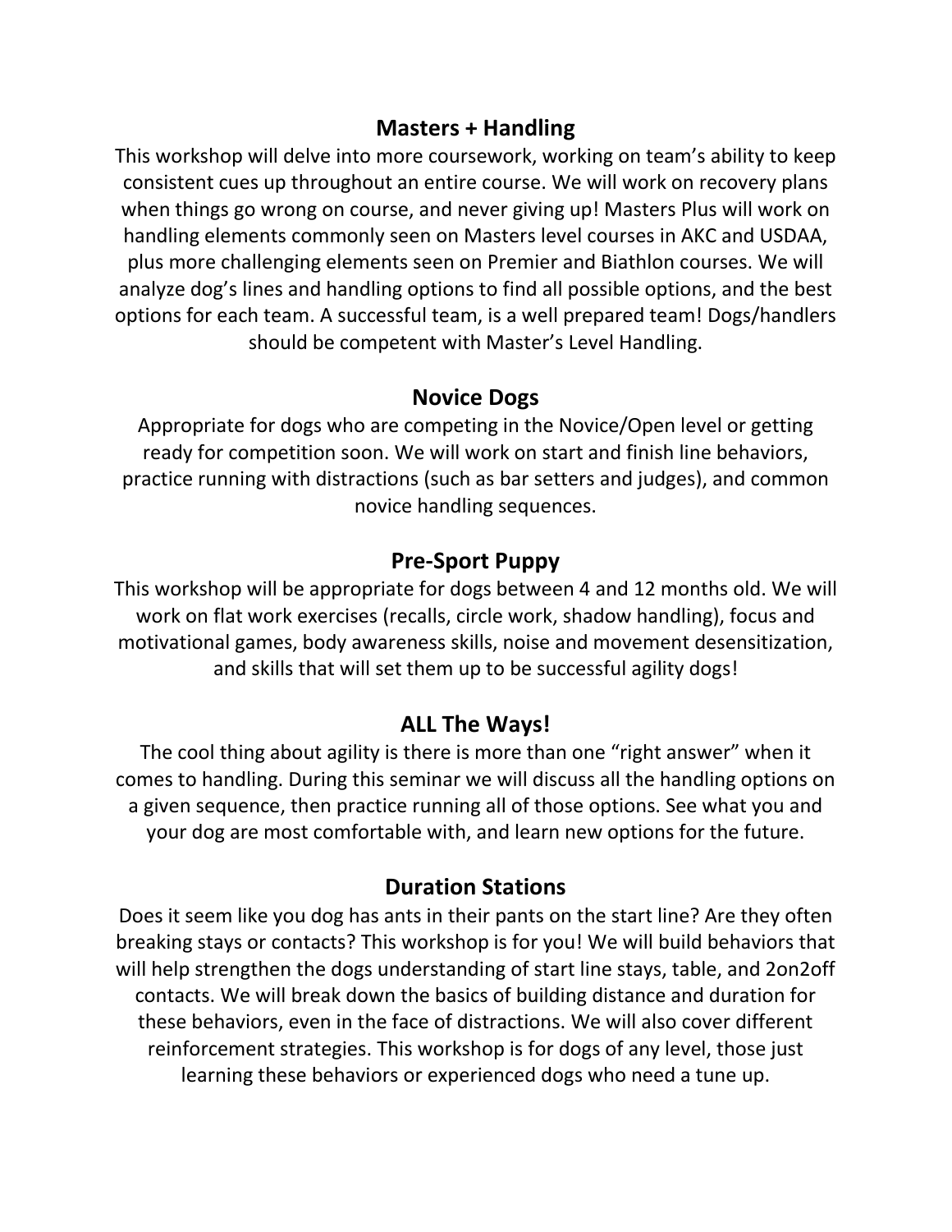## Masters + Handling

This workshop will delve into more coursework, working on team's ability to keep consistent cues up throughout an entire course. We will work on recovery plans when things go wrong on course, and never giving up! Masters Plus will work on handling elements commonly seen on Masters level courses in AKC and USDAA, plus more challenging elements seen on Premier and Biathlon courses. We will analyze dog's lines and handling options to find all possible options, and the best options for each team. A successful team, is a well prepared team! Dogs/handlers should be competent with Master's Level Handling.

## Novice Dogs

Appropriate for dogs who are competing in the Novice/Open level or getting ready for competition soon. We will work on start and finish line behaviors, practice running with distractions (such as bar setters and judges), and common novice handling sequences.

## Pre-Sport Puppy

This workshop will be appropriate for dogs between 4 and 12 months old. We will work on flat work exercises (recalls, circle work, shadow handling), focus and motivational games, body awareness skills, noise and movement desensitization, and skills that will set them up to be successful agility dogs!

## ALL The Ways!

The cool thing about agility is there is more than one "right answer" when it comes to handling. During this seminar we will discuss all the handling options on a given sequence, then practice running all of those options. See what you and your dog are most comfortable with, and learn new options for the future.

## Duration Stations

Does it seem like you dog has ants in their pants on the start line? Are they often breaking stays or contacts? This workshop is for you! We will build behaviors that will help strengthen the dogs understanding of start line stays, table, and 2on2off contacts. We will break down the basics of building distance and duration for these behaviors, even in the face of distractions. We will also cover different reinforcement strategies. This workshop is for dogs of any level, those just learning these behaviors or experienced dogs who need a tune up.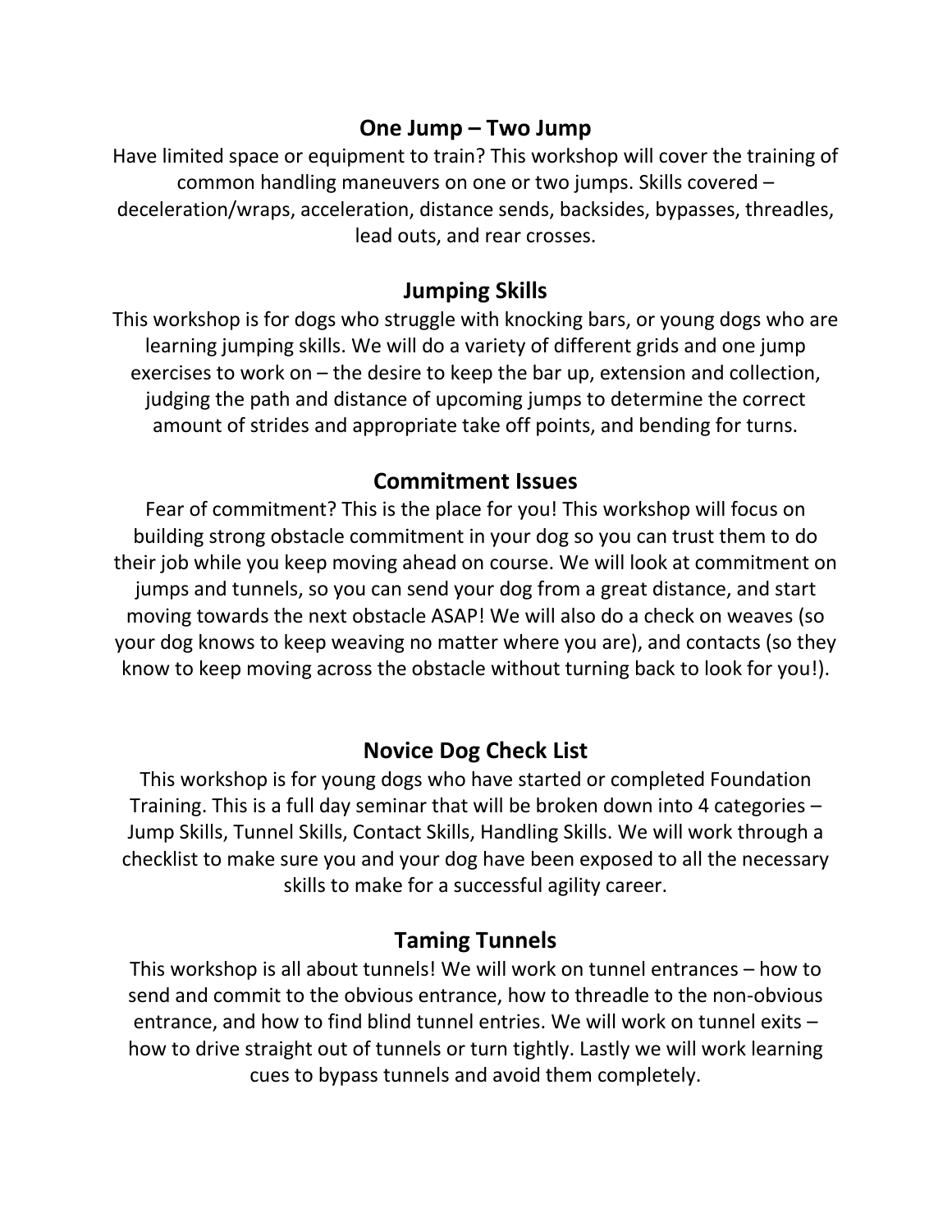## One Jump – Two Jump

Have limited space or equipment to train? This workshop will cover the training of common handling maneuvers on one or two jumps. Skills covered – deceleration/wraps, acceleration, distance sends, backsides, bypasses, threadles, lead outs, and rear crosses.

## Jumping Skills

This workshop is for dogs who struggle with knocking bars, or young dogs who are learning jumping skills. We will do a variety of different grids and one jump exercises to work on – the desire to keep the bar up, extension and collection, judging the path and distance of upcoming jumps to determine the correct amount of strides and appropriate take off points, and bending for turns.

## Commitment Issues

Fear of commitment? This is the place for you! This workshop will focus on building strong obstacle commitment in your dog so you can trust them to do their job while you keep moving ahead on course. We will look at commitment on jumps and tunnels, so you can send your dog from a great distance, and start moving towards the next obstacle ASAP! We will also do a check on weaves (so your dog knows to keep weaving no matter where you are), and contacts (so they know to keep moving across the obstacle without turning back to look for you!).

## Novice Dog Check List

This workshop is for young dogs who have started or completed Foundation Training. This is a full day seminar that will be broken down into 4 categories – Jump Skills, Tunnel Skills, Contact Skills, Handling Skills. We will work through a checklist to make sure you and your dog have been exposed to all the necessary skills to make for a successful agility career.

## Taming Tunnels

This workshop is all about tunnels! We will work on tunnel entrances – how to send and commit to the obvious entrance, how to threadle to the non-obvious entrance, and how to find blind tunnel entries. We will work on tunnel exits – how to drive straight out of tunnels or turn tightly. Lastly we will work learning cues to bypass tunnels and avoid them completely.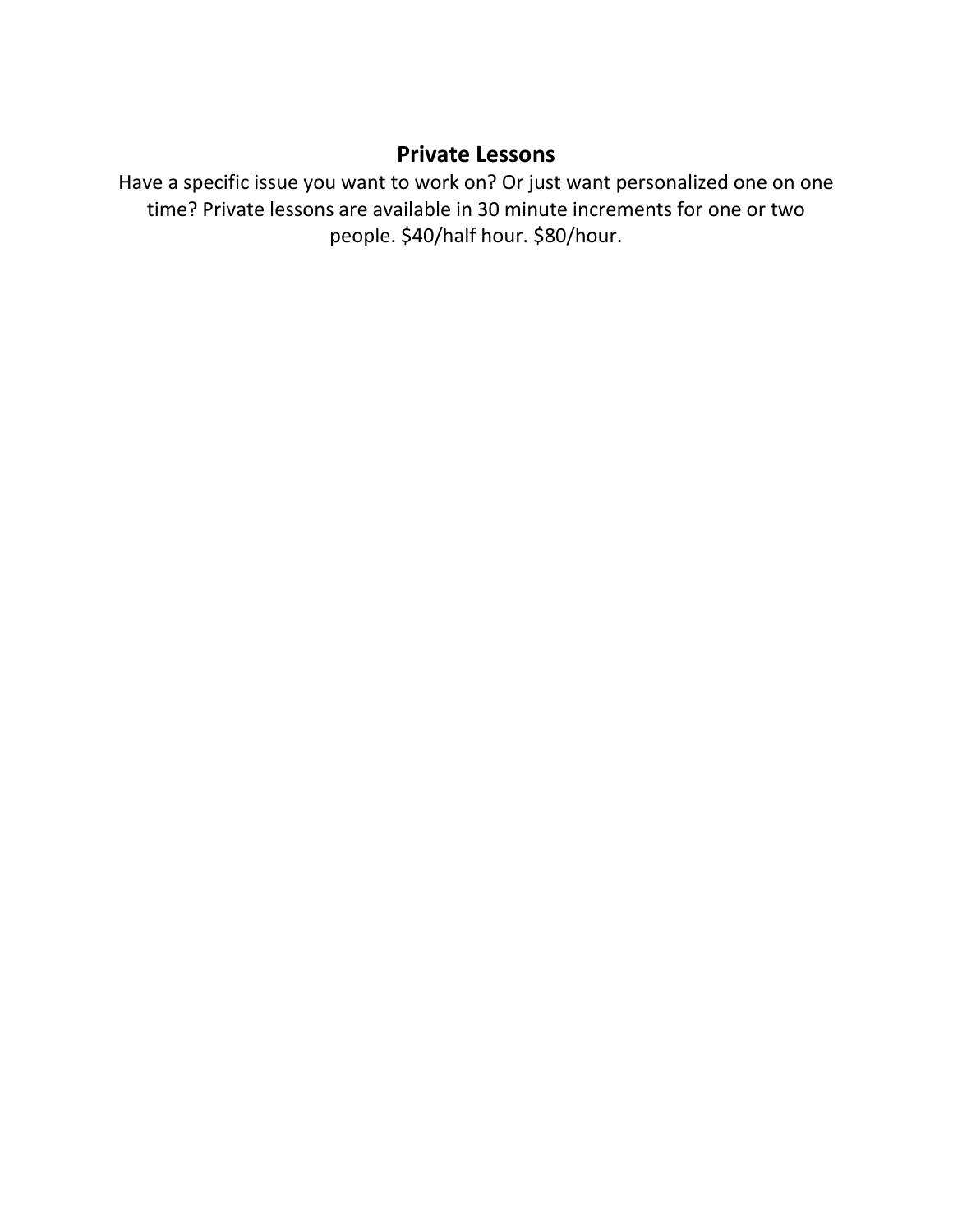## Private Lessons

Have a specific issue you want to work on? Or just want personalized one on one time? Private lessons are available in 30 minute increments for one or two people. $40/half hour. $80/hour.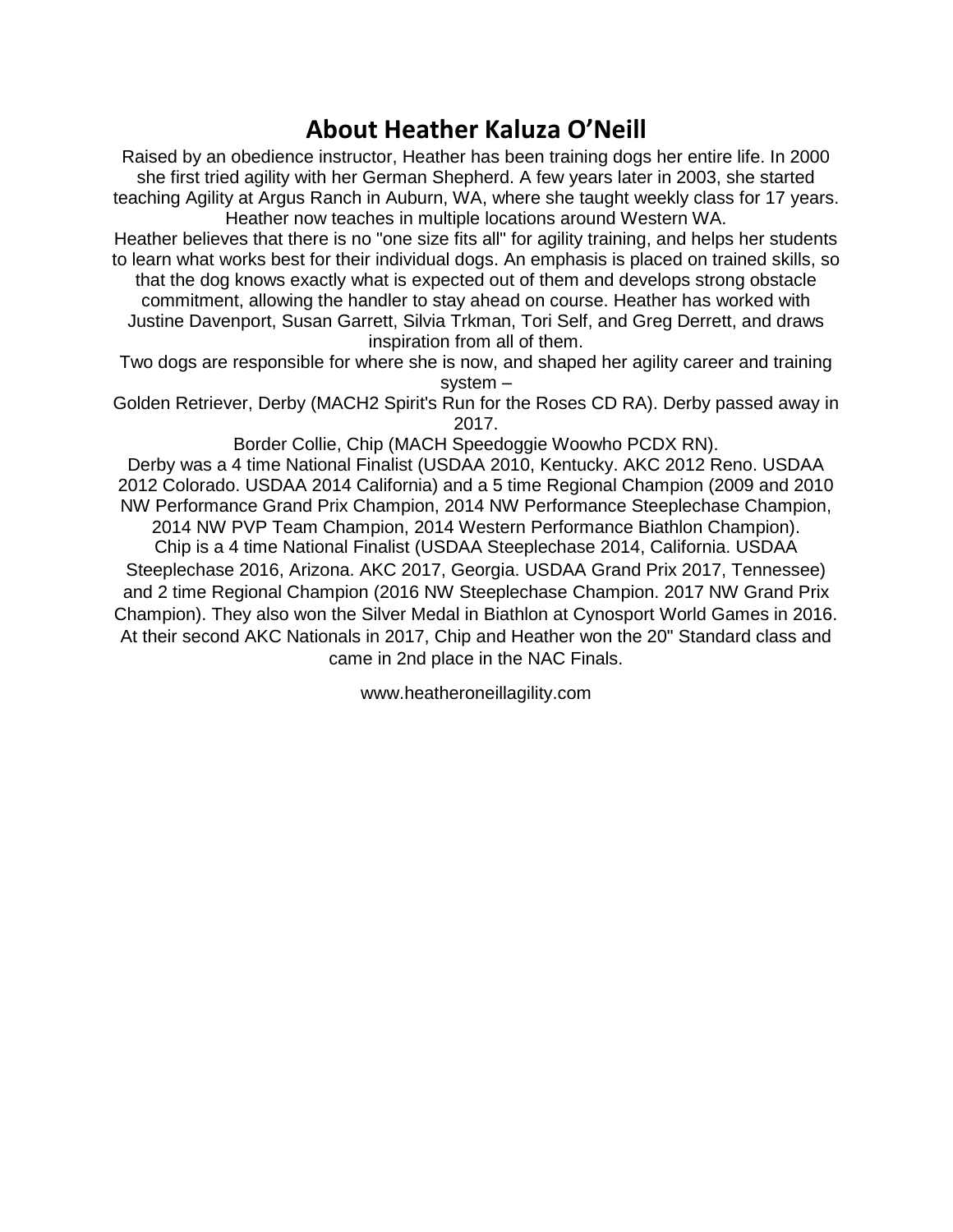# About Heather Kaluza O'Neill

Raised by an obedience instructor, Heather has been training dogs her entire life. In 2000 she first tried agility with her German Shepherd. A few years later in 2003, she started teaching Agility at Argus Ranch in Auburn, WA, where she taught weekly class for 17 years. Heather now teaches in multiple locations around Western WA.

Heather believes that there is no "one size fits all" for agility training, and helps her students to learn what works best for their individual dogs. An emphasis is placed on trained skills, so that the dog knows exactly what is expected out of them and develops strong obstacle commitment, allowing the handler to stay ahead on course. Heather has worked with Justine Davenport, Susan Garrett, Silvia Trkman, Tori Self, and Greg Derrett, and draws inspiration from all of them.

Two dogs are responsible for where she is now, and shaped her agility career and training system –

Golden Retriever, Derby (MACH2 Spirit's Run for the Roses CD RA). Derby passed away in 2017.

Border Collie, Chip (MACH Speedoggie Woowho PCDX RN).

Derby was a 4 time National Finalist (USDAA 2010, Kentucky. AKC 2012 Reno. USDAA 2012 Colorado. USDAA 2014 California) and a 5 time Regional Champion (2009 and 2010 NW Performance Grand Prix Champion, 2014 NW Performance Steeplechase Champion, 2014 NW PVP Team Champion, 2014 Western Performance Biathlon Champion).

Chip is a 4 time National Finalist (USDAA Steeplechase 2014, California. USDAA Steeplechase 2016, Arizona. AKC 2017, Georgia. USDAA Grand Prix 2017, Tennessee) and 2 time Regional Champion (2016 NW Steeplechase Champion. 2017 NW Grand Prix Champion). They also won the Silver Medal in Biathlon at Cynosport World Games in 2016. At their second AKC Nationals in 2017, Chip and Heather won the 20" Standard class and came in 2nd place in the NAC Finals.

www.heatheroneillagility.com